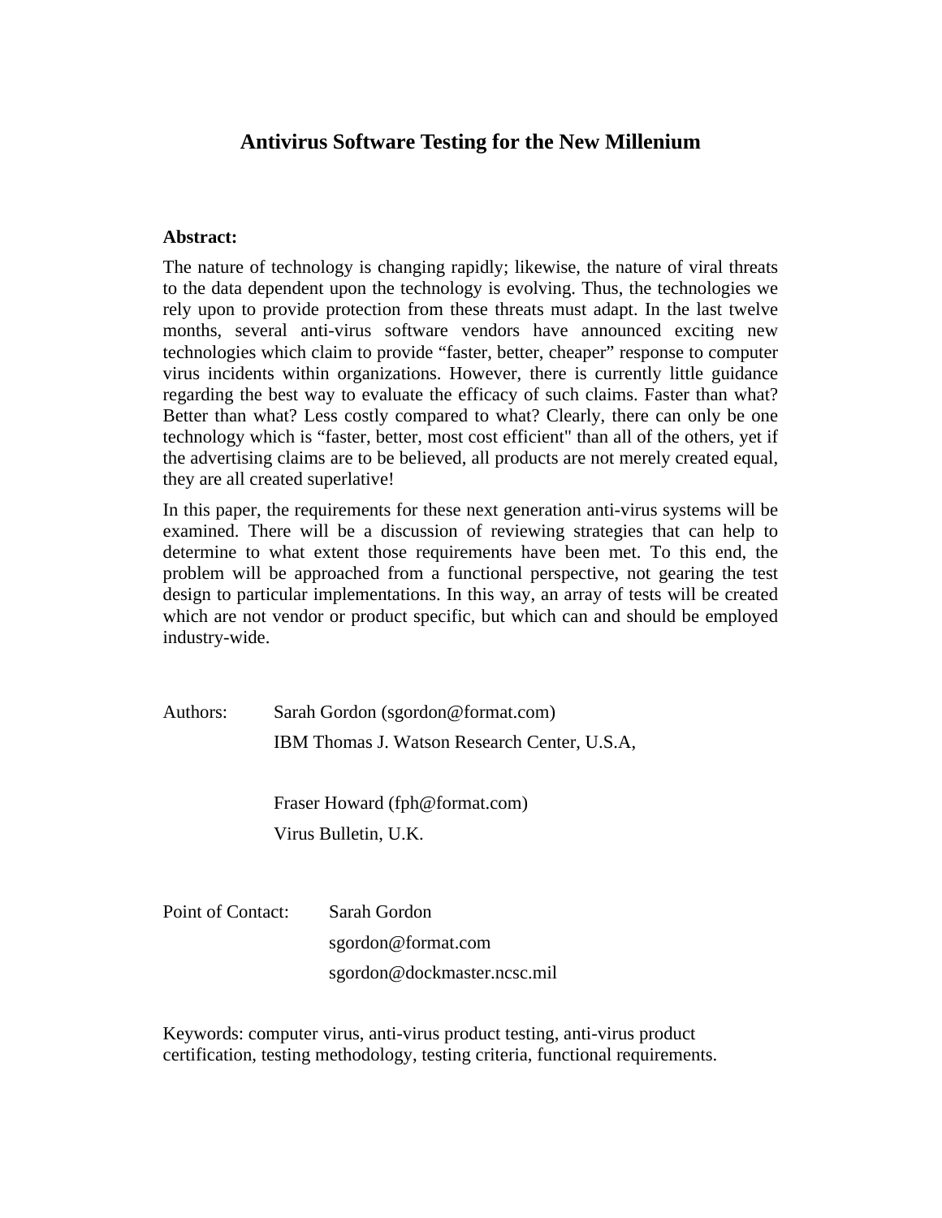# Antivirus Software Testing for the New Millenium

**Abstract:**

The nature of technology is changing rapidly; likewise, the nature of viral threats to the data dependent upon the technology is evolving. Thus, the technologies we rely upon to provide protection from these threats must adapt. In the last twelve months, several anti-virus software vendors have announced exciting new technologies which claim to provide "faster, better, cheaper" response to computer virus incidents within organizations. However, there is currently little guidance regarding the best way to evaluate the efficacy of such claims. Faster than what? Better than what? Less costly compared to what? Clearly, there can only be one technology which is "faster, better, most cost efficient" than all of the others, yet if the advertising claims are to be believed, all products are not merely created equal, they are all created superlative!

In this paper, the requirements for these next generation anti-virus systems will be examined. There will be a discussion of reviewing strategies that can help to determine to what extent those requirements have been met. To this end, the problem will be approached from a functional perspective, not gearing the test design to particular implementations. In this way, an array of tests will be created which are not vendor or product specific, but which can and should be employed industry-wide.

Authors: Sarah Gordon (sgordon@format.com)
IBM Thomas J. Watson Research Center, U.S.A,

Fraser Howard (fph@format.com)
Virus Bulletin, U.K.

Point of Contact: Sarah Gordon
sgordon@format.com
sgordon@dockmaster.ncsc.mil

Keywords: computer virus, anti-virus product testing, anti-virus product certification, testing methodology, testing criteria, functional requirements.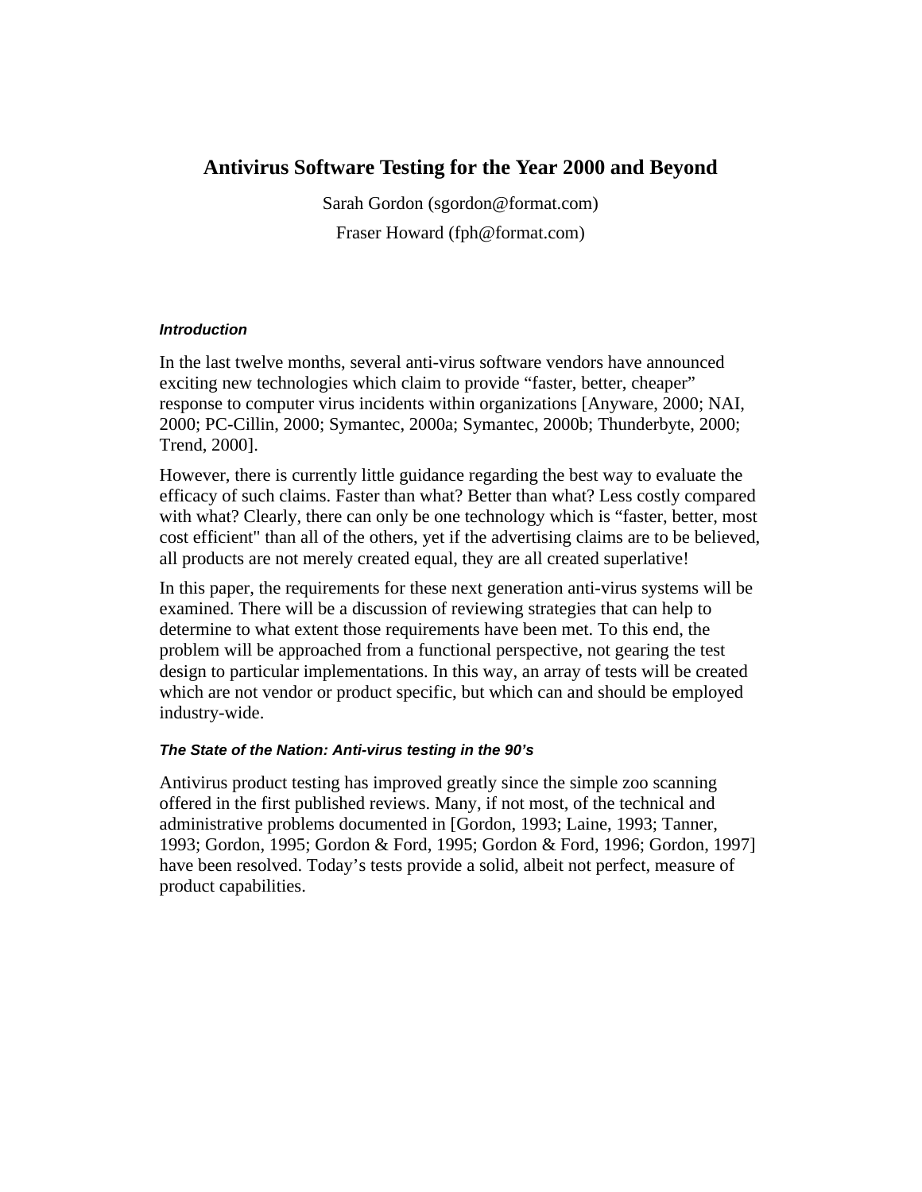# Antivirus Software Testing for the Year 2000 and Beyond

Sarah Gordon (sgordon@format.com)

Fraser Howard (fph@format.com)

### *Introduction*

In the last twelve months, several anti-virus software vendors have announced exciting new technologies which claim to provide "faster, better, cheaper" response to computer virus incidents within organizations [Anyware, 2000; NAI, 2000; PC-Cillin, 2000; Symantec, 2000a; Symantec, 2000b; Thunderbyte, 2000; Trend, 2000].

However, there is currently little guidance regarding the best way to evaluate the efficacy of such claims. Faster than what? Better than what? Less costly compared with what? Clearly, there can only be one technology which is "faster, better, most cost efficient" than all of the others, yet if the advertising claims are to be believed, all products are not merely created equal, they are all created superlative!

In this paper, the requirements for these next generation anti-virus systems will be examined. There will be a discussion of reviewing strategies that can help to determine to what extent those requirements have been met. To this end, the problem will be approached from a functional perspective, not gearing the test design to particular implementations. In this way, an array of tests will be created which are not vendor or product specific, but which can and should be employed industry-wide.

### *The State of the Nation: Anti-virus testing in the 90's*

Antivirus product testing has improved greatly since the simple zoo scanning offered in the first published reviews. Many, if not most, of the technical and administrative problems documented in [Gordon, 1993; Laine, 1993; Tanner, 1993; Gordon, 1995; Gordon & Ford, 1995; Gordon & Ford, 1996; Gordon, 1997] have been resolved. Today's tests provide a solid, albeit not perfect, measure of product capabilities.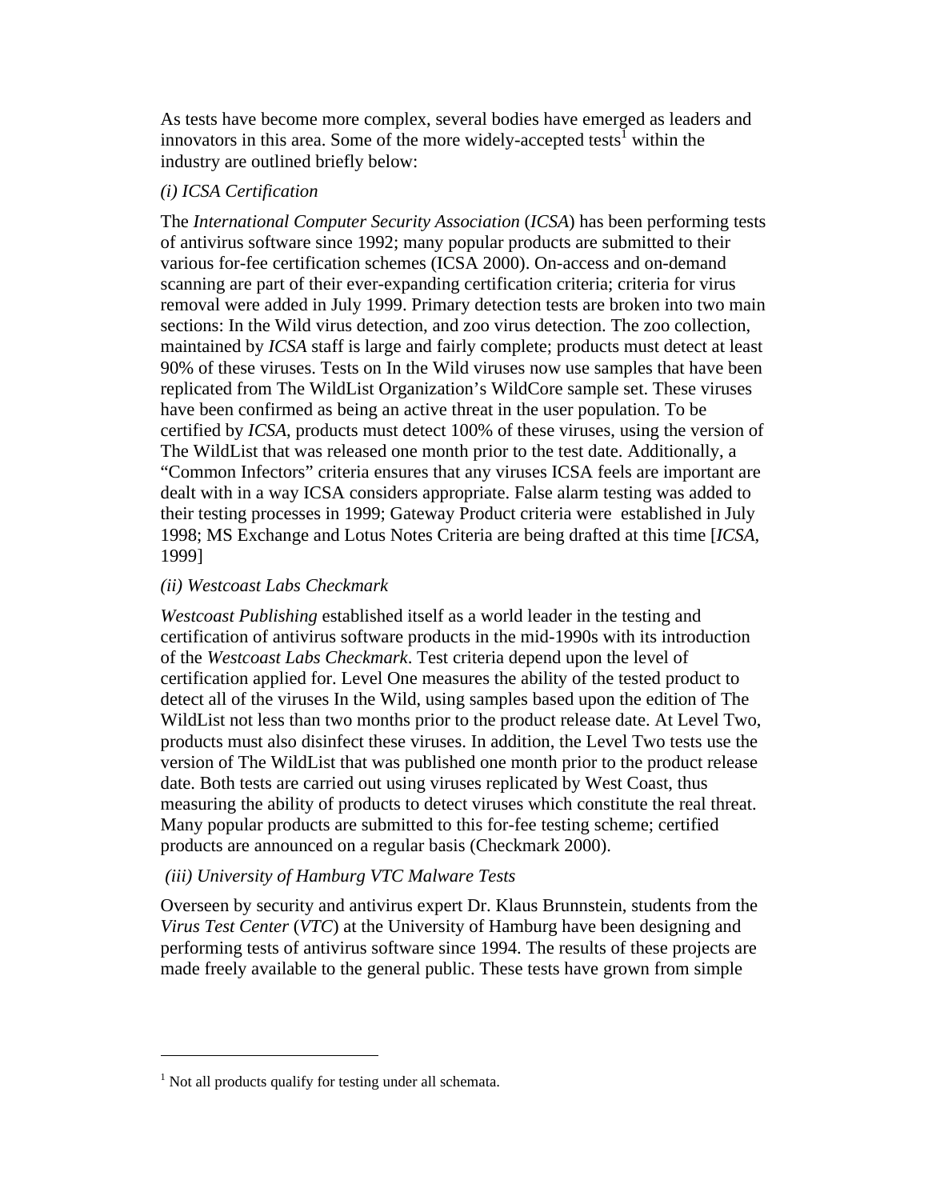As tests have become more complex, several bodies have emerged as leaders and innovators in this area. Some of the more widely-accepted tests[1] within the industry are outlined briefly below:

*(i) ICSA Certification*

The *International Computer Security Association* (*ICSA*) has been performing tests of antivirus software since 1992; many popular products are submitted to their various for-fee certification schemes (ICSA 2000). On-access and on-demand scanning are part of their ever-expanding certification criteria; criteria for virus removal were added in July 1999. Primary detection tests are broken into two main sections: In the Wild virus detection, and zoo virus detection. The zoo collection, maintained by *ICSA* staff is large and fairly complete; products must detect at least 90% of these viruses. Tests on In the Wild viruses now use samples that have been replicated from The WildList Organization's WildCore sample set. These viruses have been confirmed as being an active threat in the user population. To be certified by *ICSA*, products must detect 100% of these viruses, using the version of The WildList that was released one month prior to the test date. Additionally, a "Common Infectors" criteria ensures that any viruses ICSA feels are important are dealt with in a way ICSA considers appropriate. False alarm testing was added to their testing processes in 1999; Gateway Product criteria were established in July 1998; MS Exchange and Lotus Notes Criteria are being drafted at this time [*ICSA*, 1999]

*(ii) Westcoast Labs Checkmark*

*Westcoast Publishing* established itself as a world leader in the testing and certification of antivirus software products in the mid-1990s with its introduction of the *Westcoast Labs Checkmark*. Test criteria depend upon the level of certification applied for. Level One measures the ability of the tested product to detect all of the viruses In the Wild, using samples based upon the edition of The WildList not less than two months prior to the product release date. At Level Two, products must also disinfect these viruses. In addition, the Level Two tests use the version of The WildList that was published one month prior to the product release date. Both tests are carried out using viruses replicated by West Coast, thus measuring the ability of products to detect viruses which constitute the real threat. Many popular products are submitted to this for-fee testing scheme; certified products are announced on a regular basis (Checkmark 2000).

*(iii) University of Hamburg VTC Malware Tests*

Overseen by security and antivirus expert Dr. Klaus Brunnstein, students from the *Virus Test Center* (*VTC*) at the University of Hamburg have been designing and performing tests of antivirus software since 1994. The results of these projects are made freely available to the general public. These tests have grown from simple

[1] Not all products qualify for testing under all schemata.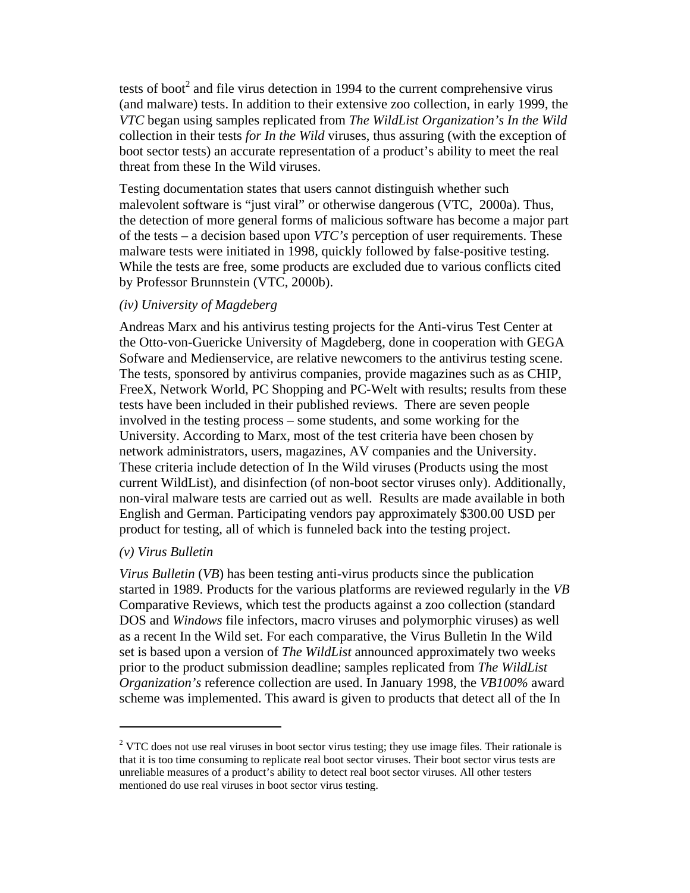tests of boot[2] and file virus detection in 1994 to the current comprehensive virus (and malware) tests. In addition to their extensive zoo collection, in early 1999, the *VTC* began using samples replicated from *The WildList Organization's In the Wild* collection in their tests *for In the Wild* viruses, thus assuring (with the exception of boot sector tests) an accurate representation of a product's ability to meet the real threat from these In the Wild viruses.

Testing documentation states that users cannot distinguish whether such malevolent software is "just viral" or otherwise dangerous (VTC, 2000a). Thus, the detection of more general forms of malicious software has become a major part of the tests – a decision based upon *VTC's* perception of user requirements. These malware tests were initiated in 1998, quickly followed by false-positive testing. While the tests are free, some products are excluded due to various conflicts cited by Professor Brunnstein (VTC, 2000b).

*(iv) University of Magdeberg*

Andreas Marx and his antivirus testing projects for the Anti-virus Test Center at the Otto-von-Guericke University of Magdeberg, done in cooperation with GEGA Sofware and Medienservice, are relative newcomers to the antivirus testing scene. The tests, sponsored by antivirus companies, provide magazines such as as CHIP, FreeX, Network World, PC Shopping and PC-Welt with results; results from these tests have been included in their published reviews. There are seven people involved in the testing process – some students, and some working for the University. According to Marx, most of the test criteria have been chosen by network administrators, users, magazines, AV companies and the University. These criteria include detection of In the Wild viruses (Products using the most current WildList), and disinfection (of non-boot sector viruses only). Additionally, non-viral malware tests are carried out as well. Results are made available in both English and German. Participating vendors pay approximately $300.00 USD per product for testing, all of which is funneled back into the testing project.

*(v) Virus Bulletin*

*Virus Bulletin* (*VB*) has been testing anti-virus products since the publication started in 1989. Products for the various platforms are reviewed regularly in the *VB* Comparative Reviews, which test the products against a zoo collection (standard DOS and *Windows* file infectors, macro viruses and polymorphic viruses) as well as a recent In the Wild set. For each comparative, the Virus Bulletin In the Wild set is based upon a version of *The WildList* announced approximately two weeks prior to the product submission deadline; samples replicated from *The WildList Organization's* reference collection are used. In January 1998, the *VB100%* award scheme was implemented. This award is given to products that detect all of the In

---

[2] VTC does not use real viruses in boot sector virus testing; they use image files. Their rationale is that it is too time consuming to replicate real boot sector viruses. Their boot sector virus tests are unreliable measures of a product's ability to detect real boot sector viruses. All other testers mentioned do use real viruses in boot sector virus testing.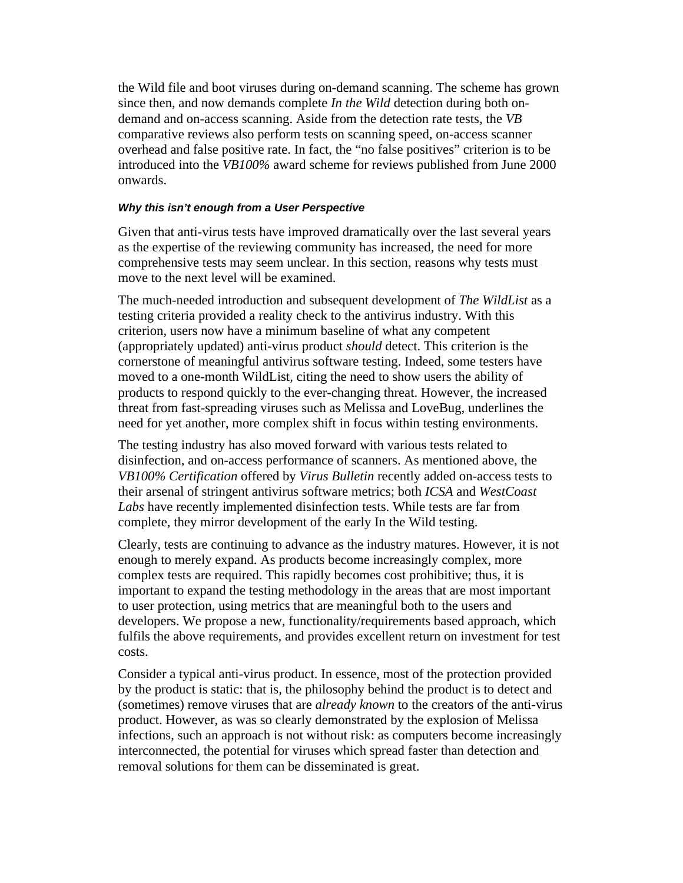the Wild file and boot viruses during on-demand scanning. The scheme has grown since then, and now demands complete *In the Wild* detection during both on-demand and on-access scanning. Aside from the detection rate tests, the *VB* comparative reviews also perform tests on scanning speed, on-access scanner overhead and false positive rate. In fact, the “no false positives” criterion is to be introduced into the *VB100%* award scheme for reviews published from June 2000 onwards.

#### *Why this isn’t enough from a User Perspective*

Given that anti-virus tests have improved dramatically over the last several years as the expertise of the reviewing community has increased, the need for more comprehensive tests may seem unclear. In this section, reasons why tests must move to the next level will be examined.

The much-needed introduction and subsequent development of *The WildList* as a testing criteria provided a reality check to the antivirus industry. With this criterion, users now have a minimum baseline of what any competent (appropriately updated) anti-virus product *should* detect. This criterion is the cornerstone of meaningful antivirus software testing. Indeed, some testers have moved to a one-month WildList, citing the need to show users the ability of products to respond quickly to the ever-changing threat. However, the increased threat from fast-spreading viruses such as Melissa and LoveBug, underlines the need for yet another, more complex shift in focus within testing environments.

The testing industry has also moved forward with various tests related to disinfection, and on-access performance of scanners. As mentioned above, the *VB100% Certification* offered by *Virus Bulletin* recently added on-access tests to their arsenal of stringent antivirus software metrics; both *ICSA* and *WestCoast Labs* have recently implemented disinfection tests. While tests are far from complete, they mirror development of the early In the Wild testing.

Clearly, tests are continuing to advance as the industry matures. However, it is not enough to merely expand. As products become increasingly complex, more complex tests are required. This rapidly becomes cost prohibitive; thus, it is important to expand the testing methodology in the areas that are most important to user protection, using metrics that are meaningful both to the users and developers. We propose a new, functionality/requirements based approach, which fulfils the above requirements, and provides excellent return on investment for test costs.

Consider a typical anti-virus product. In essence, most of the protection provided by the product is static: that is, the philosophy behind the product is to detect and (sometimes) remove viruses that are *already known* to the creators of the anti-virus product. However, as was so clearly demonstrated by the explosion of Melissa infections, such an approach is not without risk: as computers become increasingly interconnected, the potential for viruses which spread faster than detection and removal solutions for them can be disseminated is great.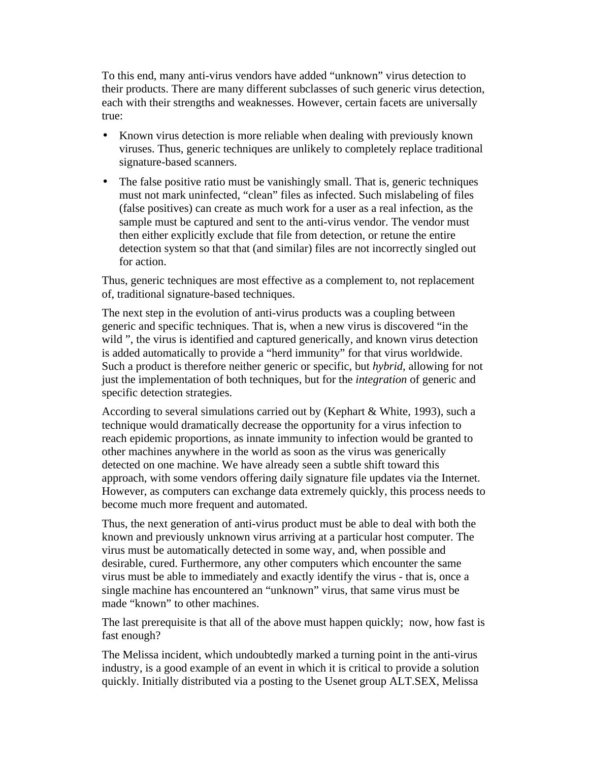To this end, many anti-virus vendors have added “unknown” virus detection to their products. There are many different subclasses of such generic virus detection, each with their strengths and weaknesses. However, certain facets are universally true:

- Known virus detection is more reliable when dealing with previously known viruses. Thus, generic techniques are unlikely to completely replace traditional signature-based scanners.
- The false positive ratio must be vanishingly small. That is, generic techniques must not mark uninfected, “clean” files as infected. Such mislabeling of files (false positives) can create as much work for a user as a real infection, as the sample must be captured and sent to the anti-virus vendor. The vendor must then either explicitly exclude that file from detection, or retune the entire detection system so that that (and similar) files are not incorrectly singled out for action.

Thus, generic techniques are most effective as a complement to, not replacement of, traditional signature-based techniques.

The next step in the evolution of anti-virus products was a coupling between generic and specific techniques. That is, when a new virus is discovered “in the wild ”, the virus is identified and captured generically, and known virus detection is added automatically to provide a “herd immunity” for that virus worldwide. Such a product is therefore neither generic or specific, but *hybrid*, allowing for not just the implementation of both techniques, but for the *integration* of generic and specific detection strategies.

According to several simulations carried out by (Kephart & White, 1993), such a technique would dramatically decrease the opportunity for a virus infection to reach epidemic proportions, as innate immunity to infection would be granted to other machines anywhere in the world as soon as the virus was generically detected on one machine. We have already seen a subtle shift toward this approach, with some vendors offering daily signature file updates via the Internet. However, as computers can exchange data extremely quickly, this process needs to become much more frequent and automated.

Thus, the next generation of anti-virus product must be able to deal with both the known and previously unknown virus arriving at a particular host computer. The virus must be automatically detected in some way, and, when possible and desirable, cured. Furthermore, any other computers which encounter the same virus must be able to immediately and exactly identify the virus - that is, once a single machine has encountered an “unknown” virus, that same virus must be made “known” to other machines.

The last prerequisite is that all of the above must happen quickly; now, how fast is fast enough?

The Melissa incident, which undoubtedly marked a turning point in the anti-virus industry, is a good example of an event in which it is critical to provide a solution quickly. Initially distributed via a posting to the Usenet group ALT.SEX, Melissa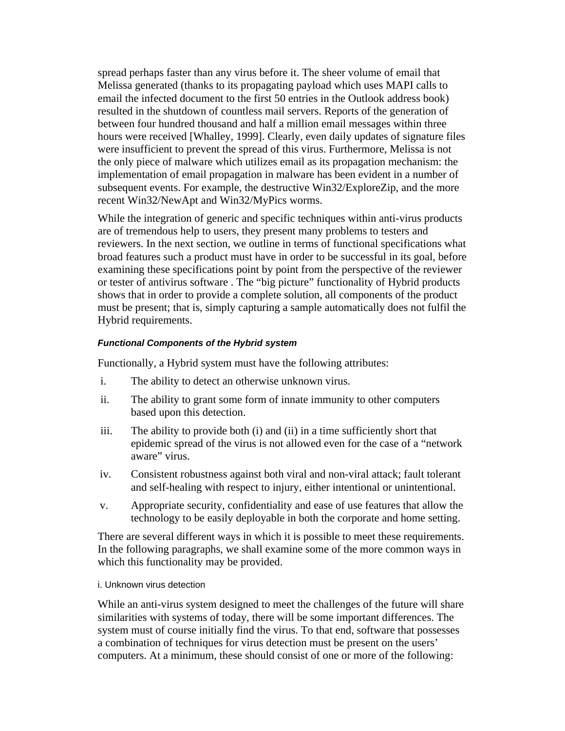spread perhaps faster than any virus before it. The sheer volume of email that Melissa generated (thanks to its propagating payload which uses MAPI calls to email the infected document to the first 50 entries in the Outlook address book) resulted in the shutdown of countless mail servers. Reports of the generation of between four hundred thousand and half a million email messages within three hours were received [Whalley, 1999]. Clearly, even daily updates of signature files were insufficient to prevent the spread of this virus. Furthermore, Melissa is not the only piece of malware which utilizes email as its propagation mechanism: the implementation of email propagation in malware has been evident in a number of subsequent events. For example, the destructive Win32/ExploreZip, and the more recent Win32/NewApt and Win32/MyPics worms.

While the integration of generic and specific techniques within anti-virus products are of tremendous help to users, they present many problems to testers and reviewers. In the next section, we outline in terms of functional specifications what broad features such a product must have in order to be successful in its goal, before examining these specifications point by point from the perspective of the reviewer or tester of antivirus software . The "big picture" functionality of Hybrid products shows that in order to provide a complete solution, all components of the product must be present; that is, simply capturing a sample automatically does not fulfil the Hybrid requirements.

#### *Functional Components of the Hybrid system*

Functionally, a Hybrid system must have the following attributes:

i. The ability to detect an otherwise unknown virus.

ii. The ability to grant some form of innate immunity to other computers based upon this detection.

iii. The ability to provide both (i) and (ii) in a time sufficiently short that epidemic spread of the virus is not allowed even for the case of a "network aware" virus.

iv. Consistent robustness against both viral and non-viral attack; fault tolerant and self-healing with respect to injury, either intentional or unintentional.

v. Appropriate security, confidentiality and ease of use features that allow the technology to be easily deployable in both the corporate and home setting.

There are several different ways in which it is possible to meet these requirements. In the following paragraphs, we shall examine some of the more common ways in which this functionality may be provided.

##### i. Unknown virus detection

While an anti-virus system designed to meet the challenges of the future will share similarities with systems of today, there will be some important differences. The system must of course initially find the virus. To that end, software that possesses a combination of techniques for virus detection must be present on the users' computers. At a minimum, these should consist of one or more of the following: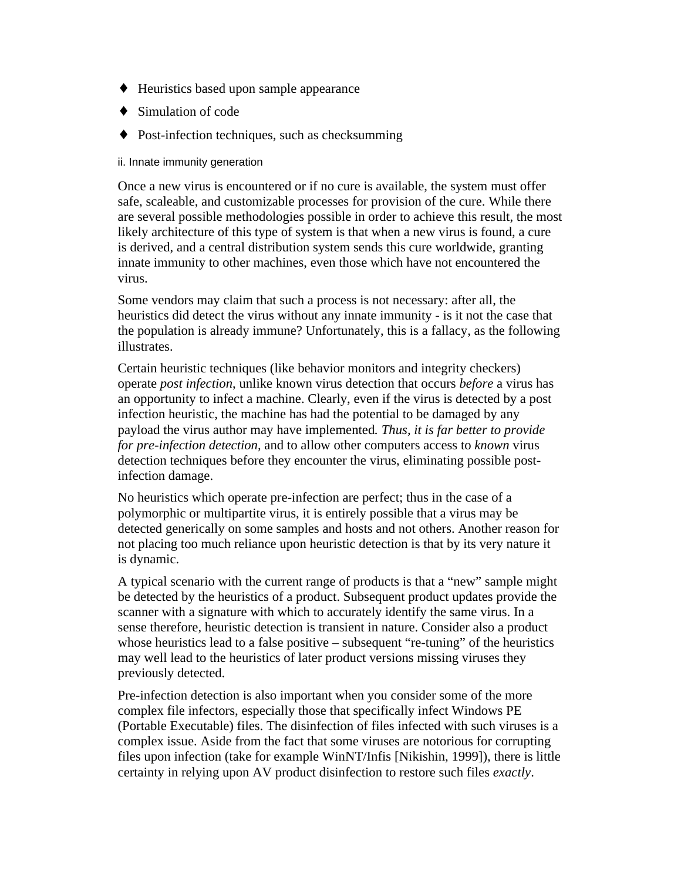- Heuristics based upon sample appearance
- Simulation of code
- Post-infection techniques, such as checksumming

#### ii. Innate immunity generation

Once a new virus is encountered or if no cure is available, the system must offer safe, scaleable, and customizable processes for provision of the cure. While there are several possible methodologies possible in order to achieve this result, the most likely architecture of this type of system is that when a new virus is found, a cure is derived, and a central distribution system sends this cure worldwide, granting innate immunity to other machines, even those which have not encountered the virus.

Some vendors may claim that such a process is not necessary: after all, the heuristics did detect the virus without any innate immunity - is it not the case that the population is already immune? Unfortunately, this is a fallacy, as the following illustrates.

Certain heuristic techniques (like behavior monitors and integrity checkers) operate *post infection*, unlike known virus detection that occurs *before* a virus has an opportunity to infect a machine. Clearly, even if the virus is detected by a post infection heuristic, the machine has had the potential to be damaged by any payload the virus author may have implemented*. Thus, it is far better to provide for pre-infection detection,* and to allow other computers access to *known* virus detection techniques before they encounter the virus, eliminating possible post-infection damage.

No heuristics which operate pre-infection are perfect; thus in the case of a polymorphic or multipartite virus, it is entirely possible that a virus may be detected generically on some samples and hosts and not others. Another reason for not placing too much reliance upon heuristic detection is that by its very nature it is dynamic.

A typical scenario with the current range of products is that a "new" sample might be detected by the heuristics of a product. Subsequent product updates provide the scanner with a signature with which to accurately identify the same virus. In a sense therefore, heuristic detection is transient in nature. Consider also a product whose heuristics lead to a false positive – subsequent "re-tuning" of the heuristics may well lead to the heuristics of later product versions missing viruses they previously detected.

Pre-infection detection is also important when you consider some of the more complex file infectors, especially those that specifically infect Windows PE (Portable Executable) files. The disinfection of files infected with such viruses is a complex issue. Aside from the fact that some viruses are notorious for corrupting files upon infection (take for example WinNT/Infis [Nikishin, 1999]), there is little certainty in relying upon AV product disinfection to restore such files *exactly*.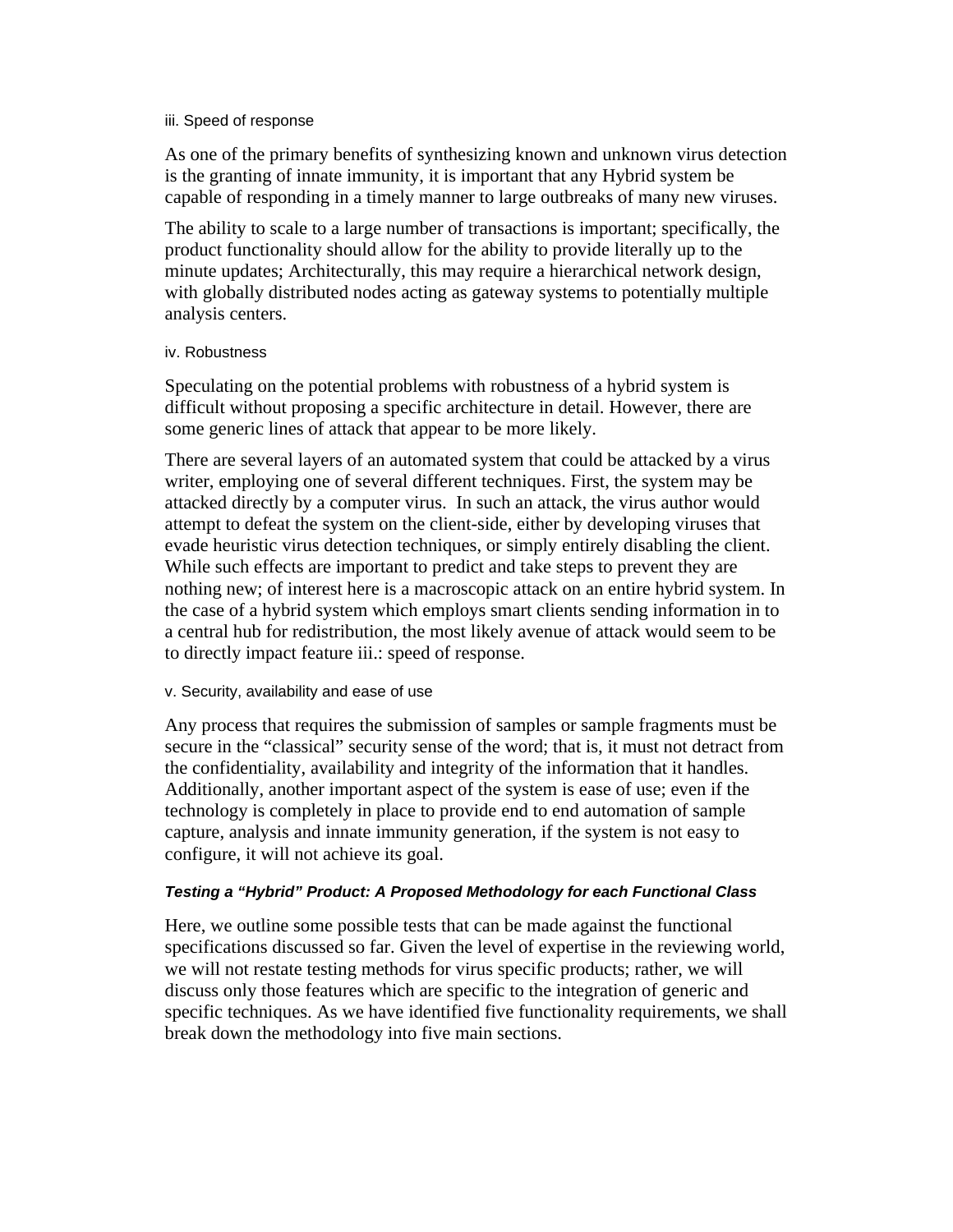iii. Speed of response

As one of the primary benefits of synthesizing known and unknown virus detection is the granting of innate immunity, it is important that any Hybrid system be capable of responding in a timely manner to large outbreaks of many new viruses.

The ability to scale to a large number of transactions is important; specifically, the product functionality should allow for the ability to provide literally up to the minute updates; Architecturally, this may require a hierarchical network design, with globally distributed nodes acting as gateway systems to potentially multiple analysis centers.

iv. Robustness

Speculating on the potential problems with robustness of a hybrid system is difficult without proposing a specific architecture in detail. However, there are some generic lines of attack that appear to be more likely.

There are several layers of an automated system that could be attacked by a virus writer, employing one of several different techniques. First, the system may be attacked directly by a computer virus. In such an attack, the virus author would attempt to defeat the system on the client-side, either by developing viruses that evade heuristic virus detection techniques, or simply entirely disabling the client. While such effects are important to predict and take steps to prevent they are nothing new; of interest here is a macroscopic attack on an entire hybrid system. In the case of a hybrid system which employs smart clients sending information in to a central hub for redistribution, the most likely avenue of attack would seem to be to directly impact feature iii.: speed of response.

v. Security, availability and ease of use

Any process that requires the submission of samples or sample fragments must be secure in the "classical" security sense of the word; that is, it must not detract from the confidentiality, availability and integrity of the information that it handles. Additionally, another important aspect of the system is ease of use; even if the technology is completely in place to provide end to end automation of sample capture, analysis and innate immunity generation, if the system is not easy to configure, it will not achieve its goal.

#### *Testing a "Hybrid" Product: A Proposed Methodology for each Functional Class*

Here, we outline some possible tests that can be made against the functional specifications discussed so far. Given the level of expertise in the reviewing world, we will not restate testing methods for virus specific products; rather, we will discuss only those features which are specific to the integration of generic and specific techniques. As we have identified five functionality requirements, we shall break down the methodology into five main sections.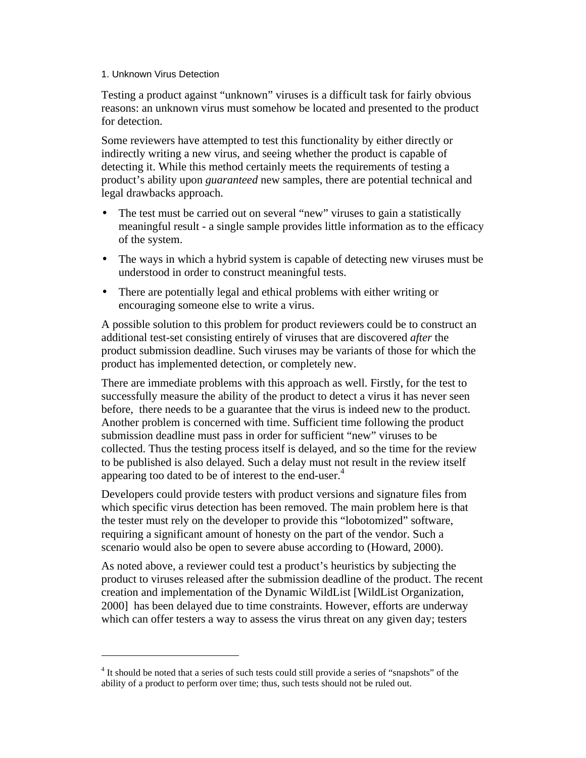### 1. Unknown Virus Detection

Testing a product against “unknown” viruses is a difficult task for fairly obvious reasons: an unknown virus must somehow be located and presented to the product for detection.

Some reviewers have attempted to test this functionality by either directly or indirectly writing a new virus, and seeing whether the product is capable of detecting it. While this method certainly meets the requirements of testing a product’s ability upon *guaranteed* new samples, there are potential technical and legal drawbacks approach.

- The test must be carried out on several “new” viruses to gain a statistically meaningful result - a single sample provides little information as to the efficacy of the system.
- The ways in which a hybrid system is capable of detecting new viruses must be understood in order to construct meaningful tests.
- There are potentially legal and ethical problems with either writing or encouraging someone else to write a virus.

A possible solution to this problem for product reviewers could be to construct an additional test-set consisting entirely of viruses that are discovered *after* the product submission deadline. Such viruses may be variants of those for which the product has implemented detection, or completely new.

There are immediate problems with this approach as well. Firstly, for the test to successfully measure the ability of the product to detect a virus it has never seen before, there needs to be a guarantee that the virus is indeed new to the product. Another problem is concerned with time. Sufficient time following the product submission deadline must pass in order for sufficient “new” viruses to be collected. Thus the testing process itself is delayed, and so the time for the review to be published is also delayed. Such a delay must not result in the review itself appearing too dated to be of interest to the end-user.[4]

Developers could provide testers with product versions and signature files from which specific virus detection has been removed. The main problem here is that the tester must rely on the developer to provide this “lobotomized” software, requiring a significant amount of honesty on the part of the vendor. Such a scenario would also be open to severe abuse according to (Howard, 2000).

As noted above, a reviewer could test a product’s heuristics by subjecting the product to viruses released after the submission deadline of the product. The recent creation and implementation of the Dynamic WildList [WildList Organization, 2000] has been delayed due to time constraints. However, efforts are underway which can offer testers a way to assess the virus threat on any given day; testers

[4] It should be noted that a series of such tests could still provide a series of “snapshots” of the ability of a product to perform over time; thus, such tests should not be ruled out.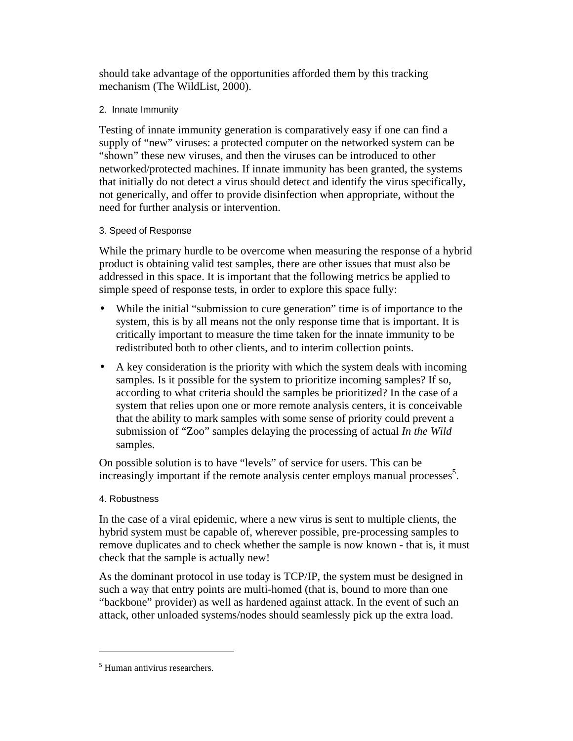should take advantage of the opportunities afforded them by this tracking mechanism (The WildList, 2000).

### 2. Innate Immunity

Testing of innate immunity generation is comparatively easy if one can find a supply of "new" viruses: a protected computer on the networked system can be "shown" these new viruses, and then the viruses can be introduced to other networked/protected machines. If innate immunity has been granted, the systems that initially do not detect a virus should detect and identify the virus specifically, not generically, and offer to provide disinfection when appropriate, without the need for further analysis or intervention.

### 3. Speed of Response

While the primary hurdle to be overcome when measuring the response of a hybrid product is obtaining valid test samples, there are other issues that must also be addressed in this space. It is important that the following metrics be applied to simple speed of response tests, in order to explore this space fully:

- While the initial "submission to cure generation" time is of importance to the system, this is by all means not the only response time that is important. It is critically important to measure the time taken for the innate immunity to be redistributed both to other clients, and to interim collection points.
- A key consideration is the priority with which the system deals with incoming samples. Is it possible for the system to prioritize incoming samples? If so, according to what criteria should the samples be prioritized? In the case of a system that relies upon one or more remote analysis centers, it is conceivable that the ability to mark samples with some sense of priority could prevent a submission of "Zoo" samples delaying the processing of actual *In the Wild* samples.

On possible solution is to have "levels" of service for users. This can be increasingly important if the remote analysis center employs manual processes[5].

### 4. Robustness

In the case of a viral epidemic, where a new virus is sent to multiple clients, the hybrid system must be capable of, wherever possible, pre-processing samples to remove duplicates and to check whether the sample is now known - that is, it must check that the sample is actually new!

As the dominant protocol in use today is TCP/IP, the system must be designed in such a way that entry points are multi-homed (that is, bound to more than one "backbone" provider) as well as hardened against attack. In the event of such an attack, other unloaded systems/nodes should seamlessly pick up the extra load.

---

[5] Human antivirus researchers.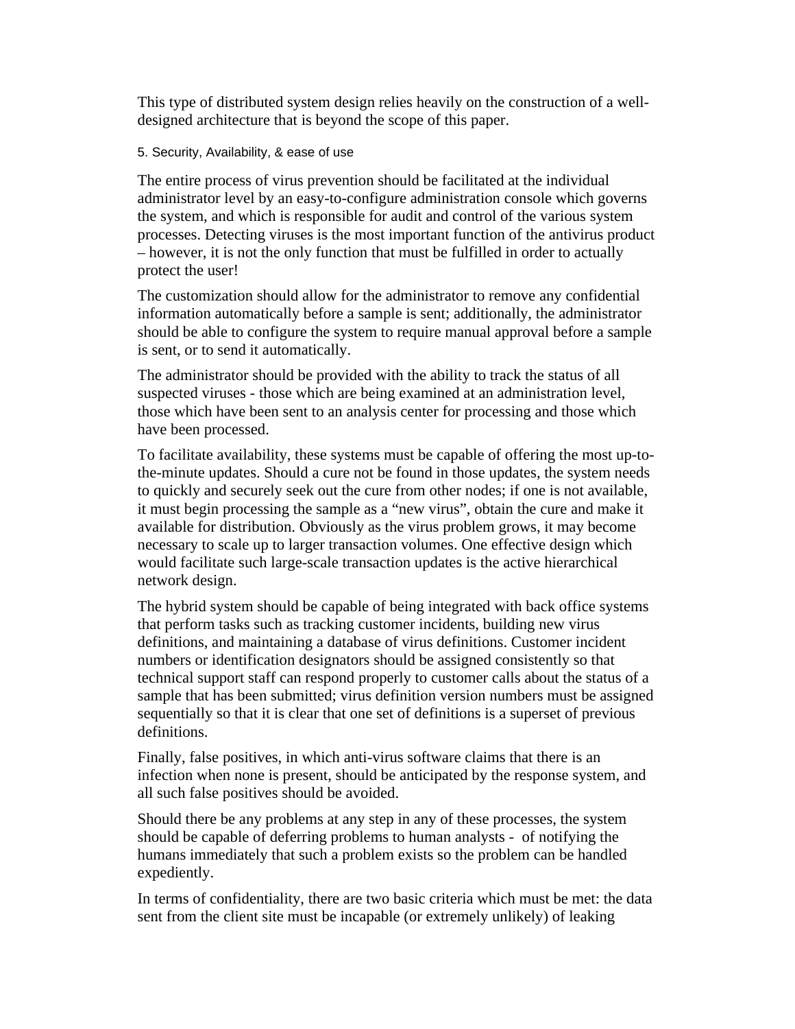This type of distributed system design relies heavily on the construction of a well-designed architecture that is beyond the scope of this paper.

## 5. Security, Availability, & ease of use

The entire process of virus prevention should be facilitated at the individual administrator level by an easy-to-configure administration console which governs the system, and which is responsible for audit and control of the various system processes. Detecting viruses is the most important function of the antivirus product – however, it is not the only function that must be fulfilled in order to actually protect the user!

The customization should allow for the administrator to remove any confidential information automatically before a sample is sent; additionally, the administrator should be able to configure the system to require manual approval before a sample is sent, or to send it automatically.

The administrator should be provided with the ability to track the status of all suspected viruses - those which are being examined at an administration level, those which have been sent to an analysis center for processing and those which have been processed.

To facilitate availability, these systems must be capable of offering the most up-to-the-minute updates. Should a cure not be found in those updates, the system needs to quickly and securely seek out the cure from other nodes; if one is not available, it must begin processing the sample as a "new virus", obtain the cure and make it available for distribution. Obviously as the virus problem grows, it may become necessary to scale up to larger transaction volumes. One effective design which would facilitate such large-scale transaction updates is the active hierarchical network design.

The hybrid system should be capable of being integrated with back office systems that perform tasks such as tracking customer incidents, building new virus definitions, and maintaining a database of virus definitions. Customer incident numbers or identification designators should be assigned consistently so that technical support staff can respond properly to customer calls about the status of a sample that has been submitted; virus definition version numbers must be assigned sequentially so that it is clear that one set of definitions is a superset of previous definitions.

Finally, false positives, in which anti-virus software claims that there is an infection when none is present, should be anticipated by the response system, and all such false positives should be avoided.

Should there be any problems at any step in any of these processes, the system should be capable of deferring problems to human analysts - of notifying the humans immediately that such a problem exists so the problem can be handled expediently.

In terms of confidentiality, there are two basic criteria which must be met: the data sent from the client site must be incapable (or extremely unlikely) of leaking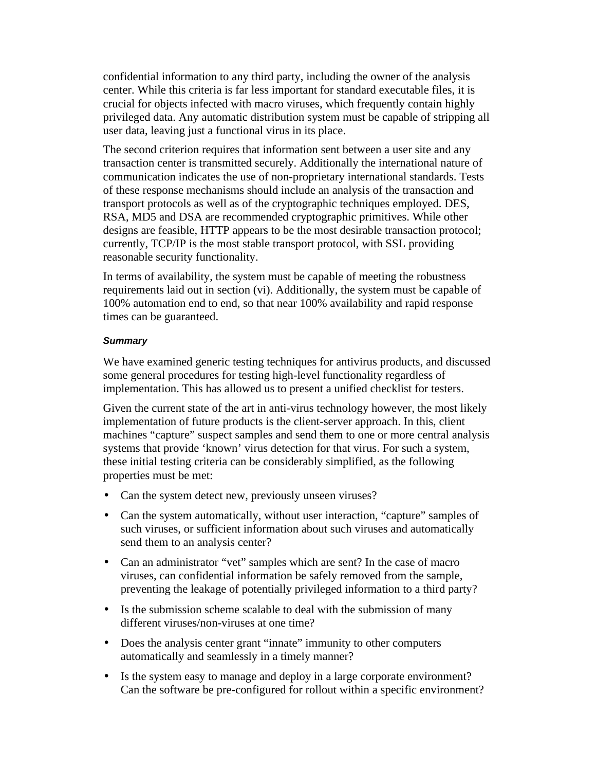confidential information to any third party, including the owner of the analysis center. While this criteria is far less important for standard executable files, it is crucial for objects infected with macro viruses, which frequently contain highly privileged data. Any automatic distribution system must be capable of stripping all user data, leaving just a functional virus in its place.

The second criterion requires that information sent between a user site and any transaction center is transmitted securely. Additionally the international nature of communication indicates the use of non-proprietary international standards. Tests of these response mechanisms should include an analysis of the transaction and transport protocols as well as of the cryptographic techniques employed. DES, RSA, MD5 and DSA are recommended cryptographic primitives. While other designs are feasible, HTTP appears to be the most desirable transaction protocol; currently, TCP/IP is the most stable transport protocol, with SSL providing reasonable security functionality.

In terms of availability, the system must be capable of meeting the robustness requirements laid out in section (vi). Additionally, the system must be capable of 100% automation end to end, so that near 100% availability and rapid response times can be guaranteed.

#### *Summary*

We have examined generic testing techniques for antivirus products, and discussed some general procedures for testing high-level functionality regardless of implementation. This has allowed us to present a unified checklist for testers.

Given the current state of the art in anti-virus technology however, the most likely implementation of future products is the client-server approach. In this, client machines "capture" suspect samples and send them to one or more central analysis systems that provide 'known' virus detection for that virus. For such a system, these initial testing criteria can be considerably simplified, as the following properties must be met:

- Can the system detect new, previously unseen viruses?
- Can the system automatically, without user interaction, "capture" samples of such viruses, or sufficient information about such viruses and automatically send them to an analysis center?
- Can an administrator "vet" samples which are sent? In the case of macro viruses, can confidential information be safely removed from the sample, preventing the leakage of potentially privileged information to a third party?
- Is the submission scheme scalable to deal with the submission of many different viruses/non-viruses at one time?
- Does the analysis center grant "innate" immunity to other computers automatically and seamlessly in a timely manner?
- Is the system easy to manage and deploy in a large corporate environment? Can the software be pre-configured for rollout within a specific environment?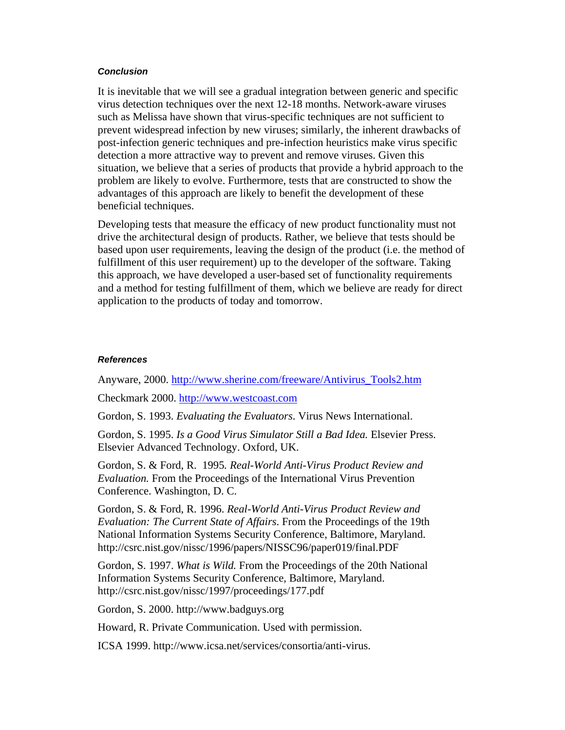### *Conclusion*

It is inevitable that we will see a gradual integration between generic and specific virus detection techniques over the next 12-18 months. Network-aware viruses such as Melissa have shown that virus-specific techniques are not sufficient to prevent widespread infection by new viruses; similarly, the inherent drawbacks of post-infection generic techniques and pre-infection heuristics make virus specific detection a more attractive way to prevent and remove viruses. Given this situation, we believe that a series of products that provide a hybrid approach to the problem are likely to evolve. Furthermore, tests that are constructed to show the advantages of this approach are likely to benefit the development of these beneficial techniques.

Developing tests that measure the efficacy of new product functionality must not drive the architectural design of products. Rather, we believe that tests should be based upon user requirements, leaving the design of the product (i.e. the method of fulfillment of this user requirement) up to the developer of the software. Taking this approach, we have developed a user-based set of functionality requirements and a method for testing fulfillment of them, which we believe are ready for direct application to the products of today and tomorrow.

### *References*

Anyware, 2000. http://www.sherine.com/freeware/Antivirus_Tools2.htm

Checkmark 2000. http://www.westcoast.com

Gordon, S. 1993. *Evaluating the Evaluators*. Virus News International.

Gordon, S. 1995. *Is a Good Virus Simulator Still a Bad Idea.* Elsevier Press. Elsevier Advanced Technology. Oxford, UK.

Gordon, S. & Ford, R. 1995. *Real-World Anti-Virus Product Review and Evaluation.* From the Proceedings of the International Virus Prevention Conference. Washington, D. C.

Gordon, S. & Ford, R. 1996. *Real-World Anti-Virus Product Review and Evaluation: The Current State of Affairs*. From the Proceedings of the 19th National Information Systems Security Conference, Baltimore, Maryland. http://csrc.nist.gov/nissc/1996/papers/NISSC96/paper019/final.PDF

Gordon, S. 1997. *What is Wild.* From the Proceedings of the 20th National Information Systems Security Conference, Baltimore, Maryland. http://csrc.nist.gov/nissc/1997/proceedings/177.pdf

Gordon, S. 2000. http://www.badguys.org

Howard, R. Private Communication. Used with permission.

ICSA 1999. http://www.icsa.net/services/consortia/anti-virus.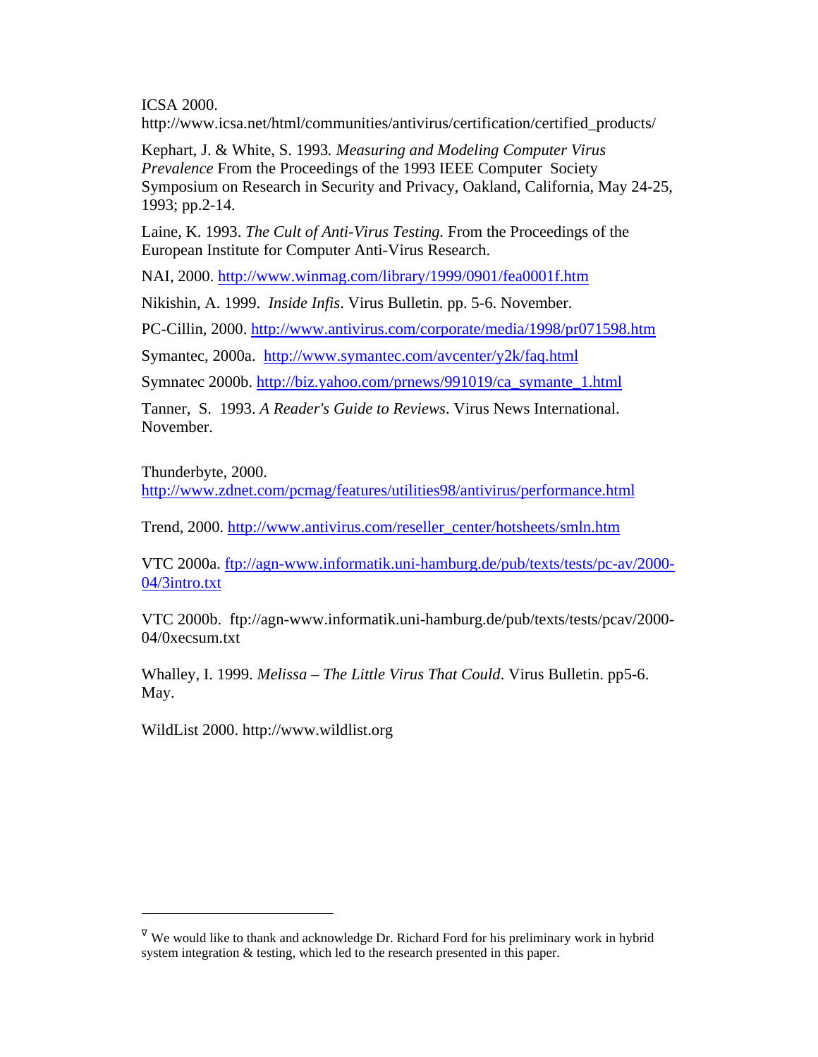ICSA 2000. http://www.icsa.net/html/communities/antivirus/certification/certified_products/

Kephart, J. & White, S. 1993. *Measuring and Modeling Computer Virus Prevalence* From the Proceedings of the 1993 IEEE Computer Society Symposium on Research in Security and Privacy, Oakland, California, May 24-25, 1993; pp.2-14.

Laine, K. 1993. *The Cult of Anti-Virus Testing.* From the Proceedings of the European Institute for Computer Anti-Virus Research.

NAI, 2000. http://www.winmag.com/library/1999/0901/fea0001f.htm

Nikishin, A. 1999. *Inside Infis*. Virus Bulletin. pp. 5-6. November.

PC-Cillin, 2000. http://www.antivirus.com/corporate/media/1998/pr071598.htm

Symantec, 2000a. http://www.symantec.com/avcenter/y2k/faq.html

Symnatec 2000b. http://biz.yahoo.com/prnews/991019/ca_symante_1.html

Tanner, S. 1993. *A Reader's Guide to Reviews*. Virus News International. November.

Thunderbyte, 2000. http://www.zdnet.com/pcmag/features/utilities98/antivirus/performance.html

Trend, 2000. http://www.antivirus.com/reseller_center/hotsheets/smln.htm

VTC 2000a. ftp://agn-www.informatik.uni-hamburg.de/pub/texts/tests/pc-av/2000-04/3intro.txt

VTC 2000b. ftp://agn-www.informatik.uni-hamburg.de/pub/texts/tests/pcav/2000-04/0xecsum.txt

Whalley, I. 1999. *Melissa – The Little Virus That Could*. Virus Bulletin. pp5-6. May.

WildList 2000. http://www.wildlist.org

---

∇ We would like to thank and acknowledge Dr. Richard Ford for his preliminary work in hybrid system integration & testing, which led to the research presented in this paper.